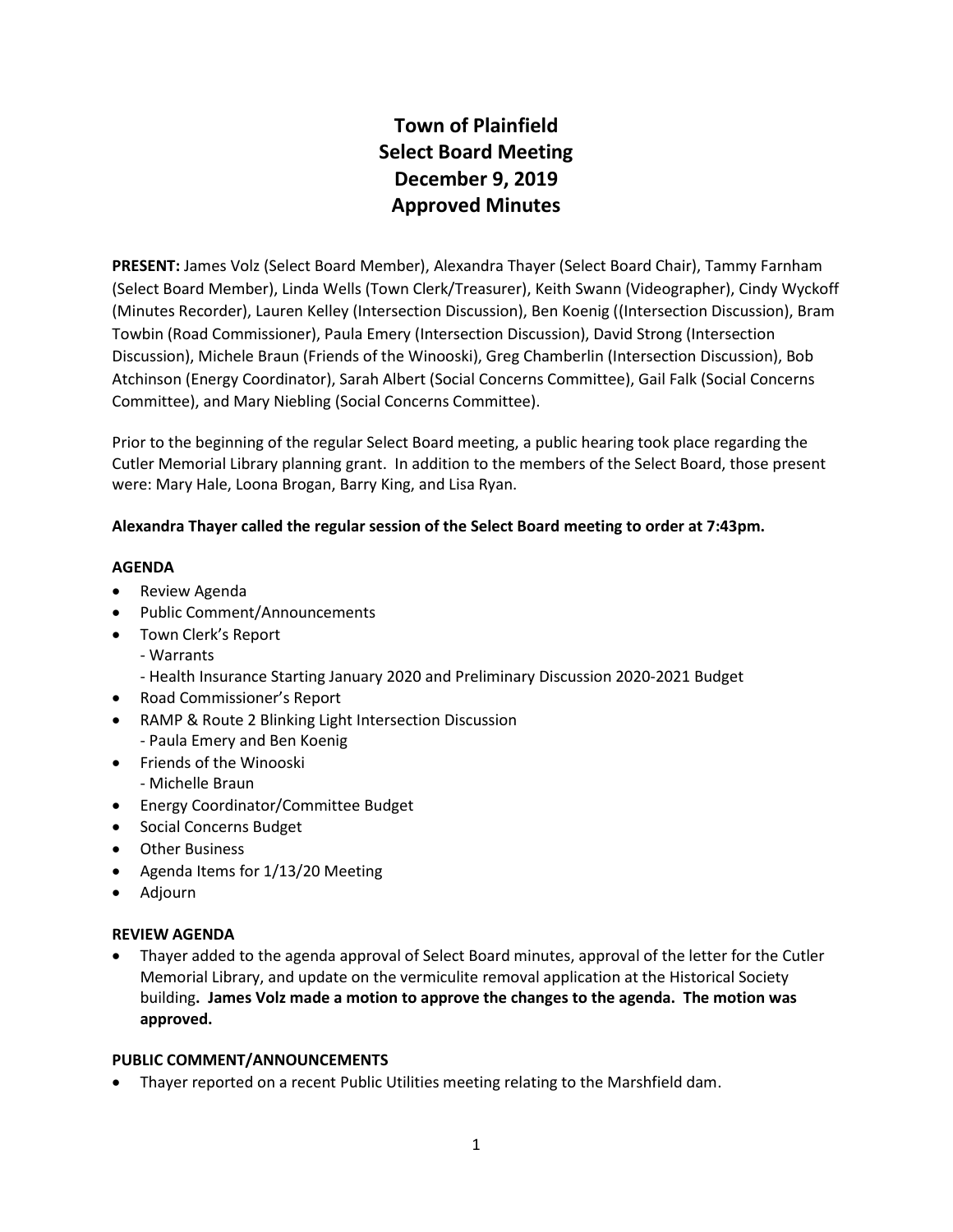# Town of Plainfield
# Select Board Meeting
# December 9, 2019
# Approved Minutes

**PRESENT:** James Volz (Select Board Member), Alexandra Thayer (Select Board Chair), Tammy Farnham (Select Board Member), Linda Wells (Town Clerk/Treasurer), Keith Swann (Videographer), Cindy Wyckoff (Minutes Recorder), Lauren Kelley (Intersection Discussion), Ben Koenig ((Intersection Discussion), Bram Towbin (Road Commissioner), Paula Emery (Intersection Discussion), David Strong (Intersection Discussion), Michele Braun (Friends of the Winooski), Greg Chamberlin (Intersection Discussion), Bob Atchinson (Energy Coordinator), Sarah Albert (Social Concerns Committee), Gail Falk (Social Concerns Committee), and Mary Niebling (Social Concerns Committee).

Prior to the beginning of the regular Select Board meeting, a public hearing took place regarding the Cutler Memorial Library planning grant. In addition to the members of the Select Board, those present were: Mary Hale, Loona Brogan, Barry King, and Lisa Ryan.

**Alexandra Thayer called the regular session of the Select Board meeting to order at 7:43pm.**

**AGENDA**

- Review Agenda
- Public Comment/Announcements
- Town Clerk's Report
  - Warrants
  - Health Insurance Starting January 2020 and Preliminary Discussion 2020-2021 Budget
- Road Commissioner's Report
- RAMP & Route 2 Blinking Light Intersection Discussion
  - Paula Emery and Ben Koenig
- Friends of the Winooski
  - Michelle Braun
- Energy Coordinator/Committee Budget
- Social Concerns Budget
- Other Business
- Agenda Items for 1/13/20 Meeting
- Adjourn

**REVIEW AGENDA**

- Thayer added to the agenda approval of Select Board minutes, approval of the letter for the Cutler Memorial Library, and update on the vermiculite removal application at the Historical Society building**. James Volz made a motion to approve the changes to the agenda. The motion was approved.**

**PUBLIC COMMENT/ANNOUNCEMENTS**

- Thayer reported on a recent Public Utilities meeting relating to the Marshfield dam.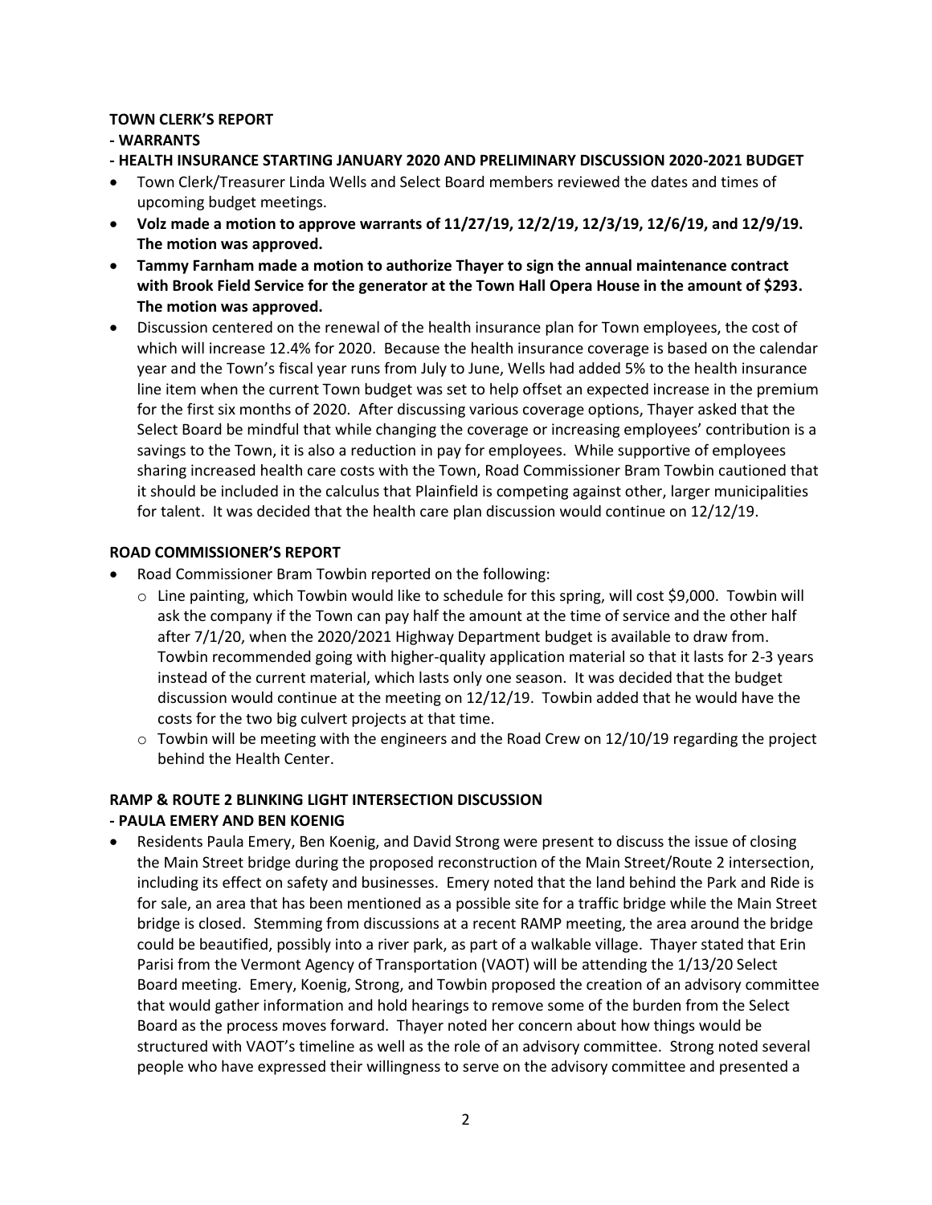**TOWN CLERK'S REPORT**

**- WARRANTS**

**- HEALTH INSURANCE STARTING JANUARY 2020 AND PRELIMINARY DISCUSSION 2020-2021 BUDGET**

- Town Clerk/Treasurer Linda Wells and Select Board members reviewed the dates and times of upcoming budget meetings.
- **Volz made a motion to approve warrants of 11/27/19, 12/2/19, 12/3/19, 12/6/19, and 12/9/19. The motion was approved.**
- **Tammy Farnham made a motion to authorize Thayer to sign the annual maintenance contract with Brook Field Service for the generator at the Town Hall Opera House in the amount of $293. The motion was approved.**
- Discussion centered on the renewal of the health insurance plan for Town employees, the cost of which will increase 12.4% for 2020. Because the health insurance coverage is based on the calendar year and the Town's fiscal year runs from July to June, Wells had added 5% to the health insurance line item when the current Town budget was set to help offset an expected increase in the premium for the first six months of 2020. After discussing various coverage options, Thayer asked that the Select Board be mindful that while changing the coverage or increasing employees' contribution is a savings to the Town, it is also a reduction in pay for employees. While supportive of employees sharing increased health care costs with the Town, Road Commissioner Bram Towbin cautioned that it should be included in the calculus that Plainfield is competing against other, larger municipalities for talent. It was decided that the health care plan discussion would continue on 12/12/19.

**ROAD COMMISSIONER'S REPORT**

- Road Commissioner Bram Towbin reported on the following:
  - Line painting, which Towbin would like to schedule for this spring, will cost $9,000. Towbin will ask the company if the Town can pay half the amount at the time of service and the other half after 7/1/20, when the 2020/2021 Highway Department budget is available to draw from. Towbin recommended going with higher-quality application material so that it lasts for 2-3 years instead of the current material, which lasts only one season. It was decided that the budget discussion would continue at the meeting on 12/12/19. Towbin added that he would have the costs for the two big culvert projects at that time.
  - Towbin will be meeting with the engineers and the Road Crew on 12/10/19 regarding the project behind the Health Center.

**RAMP & ROUTE 2 BLINKING LIGHT INTERSECTION DISCUSSION**

**- PAULA EMERY AND BEN KOENIG**

- Residents Paula Emery, Ben Koenig, and David Strong were present to discuss the issue of closing the Main Street bridge during the proposed reconstruction of the Main Street/Route 2 intersection, including its effect on safety and businesses. Emery noted that the land behind the Park and Ride is for sale, an area that has been mentioned as a possible site for a traffic bridge while the Main Street bridge is closed. Stemming from discussions at a recent RAMP meeting, the area around the bridge could be beautified, possibly into a river park, as part of a walkable village. Thayer stated that Erin Parisi from the Vermont Agency of Transportation (VAOT) will be attending the 1/13/20 Select Board meeting. Emery, Koenig, Strong, and Towbin proposed the creation of an advisory committee that would gather information and hold hearings to remove some of the burden from the Select Board as the process moves forward. Thayer noted her concern about how things would be structured with VAOT's timeline as well as the role of an advisory committee. Strong noted several people who have expressed their willingness to serve on the advisory committee and presented a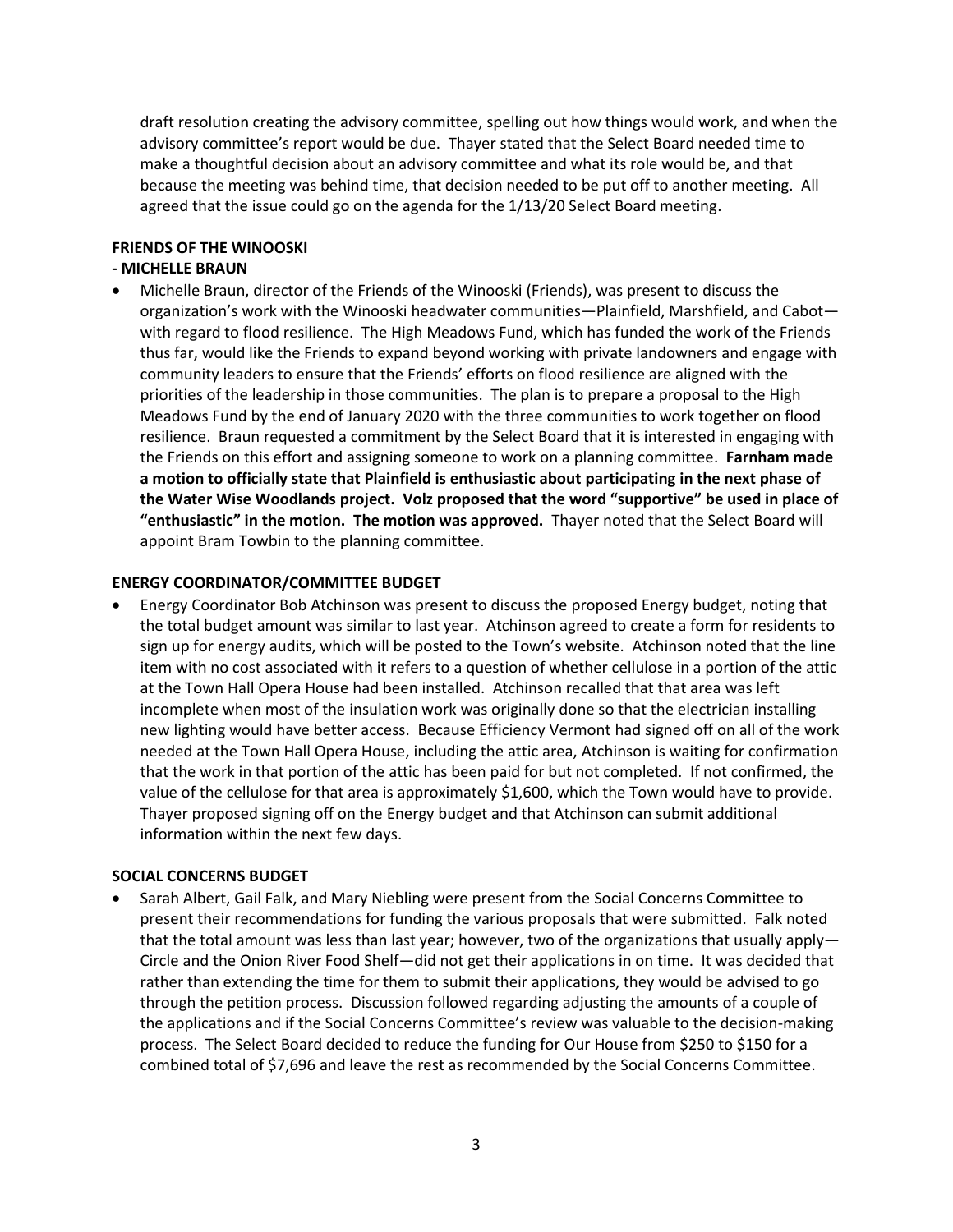draft resolution creating the advisory committee, spelling out how things would work, and when the advisory committee's report would be due. Thayer stated that the Select Board needed time to make a thoughtful decision about an advisory committee and what its role would be, and that because the meeting was behind time, that decision needed to be put off to another meeting. All agreed that the issue could go on the agenda for the 1/13/20 Select Board meeting.

**FRIENDS OF THE WINOOSKI**

**- MICHELLE BRAUN**

- Michelle Braun, director of the Friends of the Winooski (Friends), was present to discuss the organization's work with the Winooski headwater communities—Plainfield, Marshfield, and Cabot—with regard to flood resilience. The High Meadows Fund, which has funded the work of the Friends thus far, would like the Friends to expand beyond working with private landowners and engage with community leaders to ensure that the Friends' efforts on flood resilience are aligned with the priorities of the leadership in those communities. The plan is to prepare a proposal to the High Meadows Fund by the end of January 2020 with the three communities to work together on flood resilience. Braun requested a commitment by the Select Board that it is interested in engaging with the Friends on this effort and assigning someone to work on a planning committee. **Farnham made a motion to officially state that Plainfield is enthusiastic about participating in the next phase of the Water Wise Woodlands project. Volz proposed that the word "supportive" be used in place of "enthusiastic" in the motion. The motion was approved.** Thayer noted that the Select Board will appoint Bram Towbin to the planning committee.

**ENERGY COORDINATOR/COMMITTEE BUDGET**

- Energy Coordinator Bob Atchinson was present to discuss the proposed Energy budget, noting that the total budget amount was similar to last year. Atchinson agreed to create a form for residents to sign up for energy audits, which will be posted to the Town's website. Atchinson noted that the line item with no cost associated with it refers to a question of whether cellulose in a portion of the attic at the Town Hall Opera House had been installed. Atchinson recalled that that area was left incomplete when most of the insulation work was originally done so that the electrician installing new lighting would have better access. Because Efficiency Vermont had signed off on all of the work needed at the Town Hall Opera House, including the attic area, Atchinson is waiting for confirmation that the work in that portion of the attic has been paid for but not completed. If not confirmed, the value of the cellulose for that area is approximately $1,600, which the Town would have to provide. Thayer proposed signing off on the Energy budget and that Atchinson can submit additional information within the next few days.

**SOCIAL CONCERNS BUDGET**

- Sarah Albert, Gail Falk, and Mary Niebling were present from the Social Concerns Committee to present their recommendations for funding the various proposals that were submitted. Falk noted that the total amount was less than last year; however, two of the organizations that usually apply—Circle and the Onion River Food Shelf—did not get their applications in on time. It was decided that rather than extending the time for them to submit their applications, they would be advised to go through the petition process. Discussion followed regarding adjusting the amounts of a couple of the applications and if the Social Concerns Committee's review was valuable to the decision-making process. The Select Board decided to reduce the funding for Our House from $250 to $150 for a combined total of $7,696 and leave the rest as recommended by the Social Concerns Committee.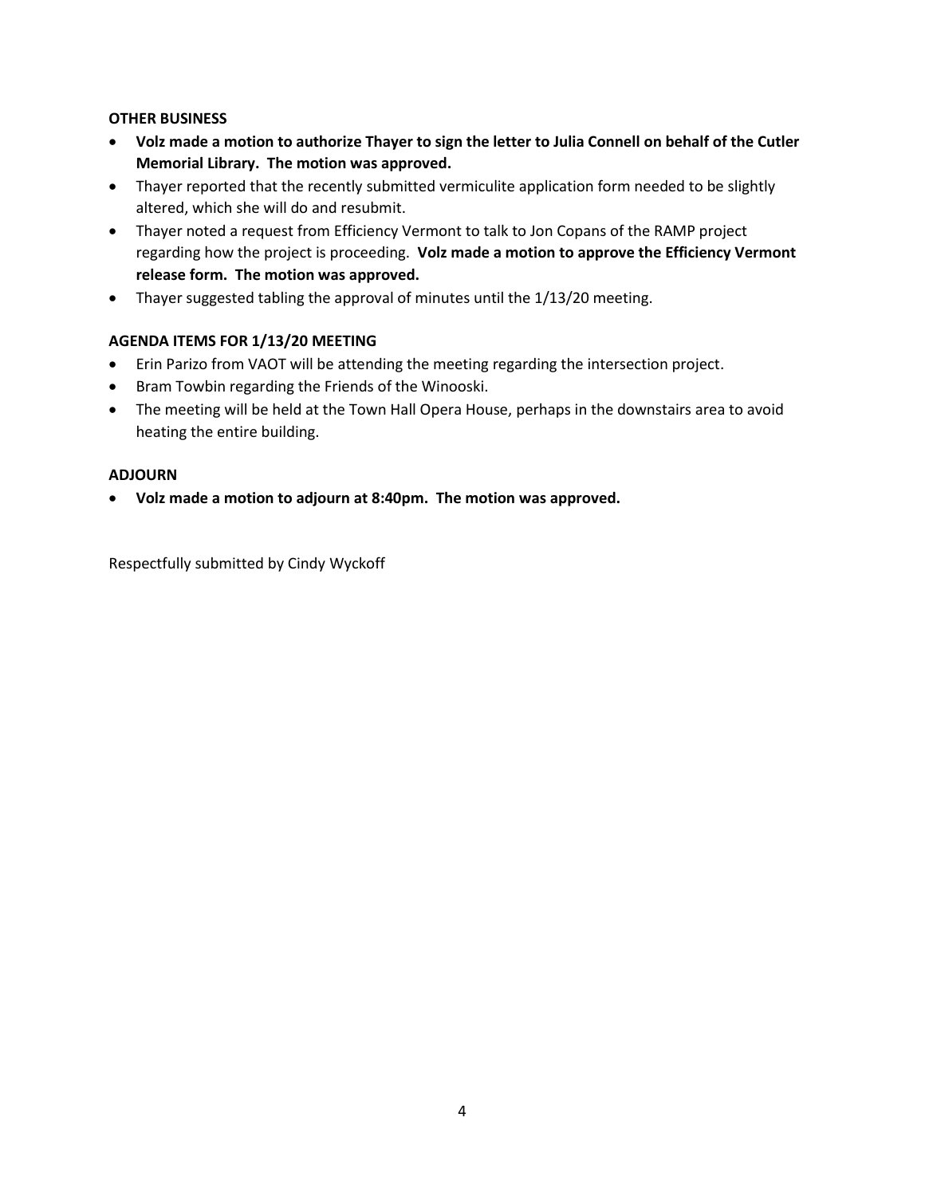**OTHER BUSINESS**

- **Volz made a motion to authorize Thayer to sign the letter to Julia Connell on behalf of the Cutler Memorial Library. The motion was approved.**
- Thayer reported that the recently submitted vermiculite application form needed to be slightly altered, which she will do and resubmit.
- Thayer noted a request from Efficiency Vermont to talk to Jon Copans of the RAMP project regarding how the project is proceeding. **Volz made a motion to approve the Efficiency Vermont release form. The motion was approved.**
- Thayer suggested tabling the approval of minutes until the 1/13/20 meeting.

**AGENDA ITEMS FOR 1/13/20 MEETING**

- Erin Parizo from VAOT will be attending the meeting regarding the intersection project.
- Bram Towbin regarding the Friends of the Winooski.
- The meeting will be held at the Town Hall Opera House, perhaps in the downstairs area to avoid heating the entire building.

**ADJOURN**

- **Volz made a motion to adjourn at 8:40pm. The motion was approved.**

Respectfully submitted by Cindy Wyckoff